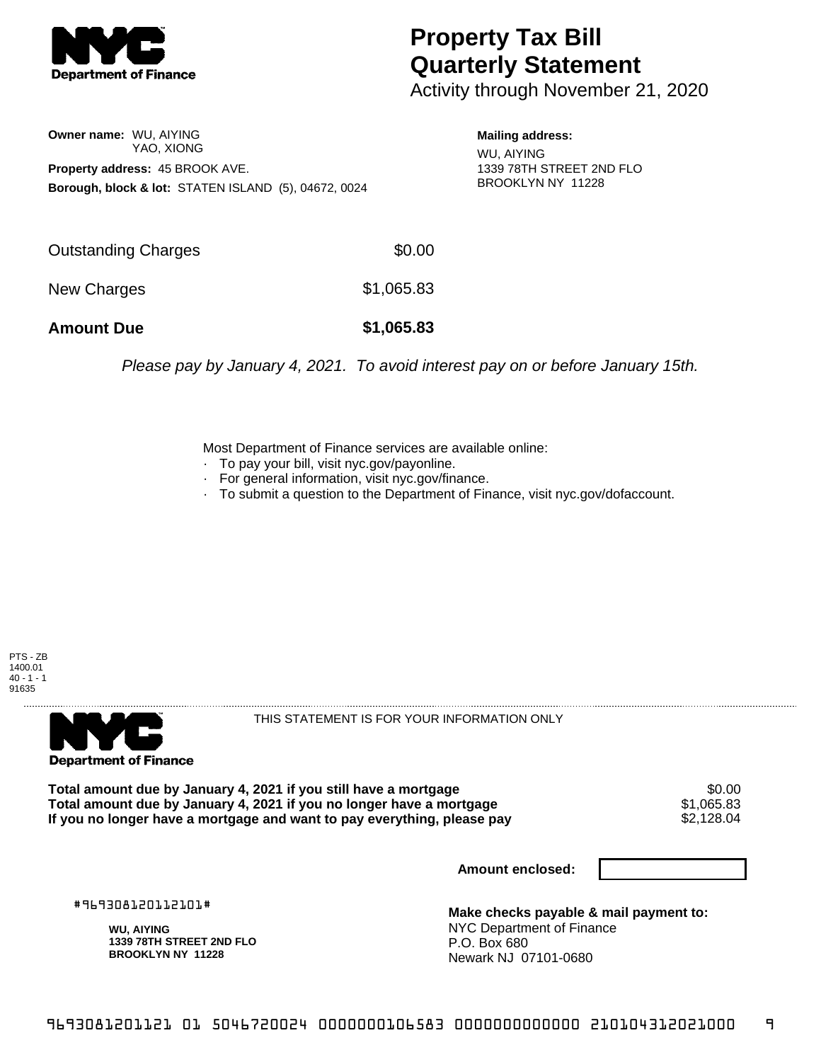**NYC Department of Finance**

# Property Tax Bill Quarterly Statement

Activity through November 21, 2020

**Owner name:** WU, AIYING
YAO, XIONG

**Property address:** 45 BROOK AVE.

**Borough, block & lot:** STATEN ISLAND (5), 04672, 0024

**Mailing address:**
WU, AIYING
1339 78TH STREET 2ND FLO
BROOKLYN NY 11228

| | |
|---|---|
| Outstanding Charges | $0.00 |
| New Charges | $1,065.83 |
| **Amount Due** | **$1,065.83** |

*Please pay by January 4, 2021. To avoid interest pay on or before January 15th.*

Most Department of Finance services are available online:

- To pay your bill, visit nyc.gov/payonline.
- For general information, visit nyc.gov/finance.
- To submit a question to the Department of Finance, visit nyc.gov/dofaccount.

PTS - ZB
1400.01
40 - 1 - 1
91635

**NYC Department of Finance**

THIS STATEMENT IS FOR YOUR INFORMATION ONLY

| | |
|---|---|
| **Total amount due by January 4, 2021 if you still have a mortgage** | $0.00 |
| **Total amount due by January 4, 2021 if you no longer have a mortgage** | $1,065.83 |
| **If you no longer have a mortgage and want to pay everything, please pay** | $2,128.04 |

**Amount enclosed:**

#969308120112101#

**WU, AIYING**
**1339 78TH STREET 2ND FLO**
**BROOKLYN NY 11228**

**Make checks payable & mail payment to:**
NYC Department of Finance
P.O. Box 680
Newark NJ 07101-0680

9693081201121 01 5046720024 0000000106583 0000000000000 210104312021000 9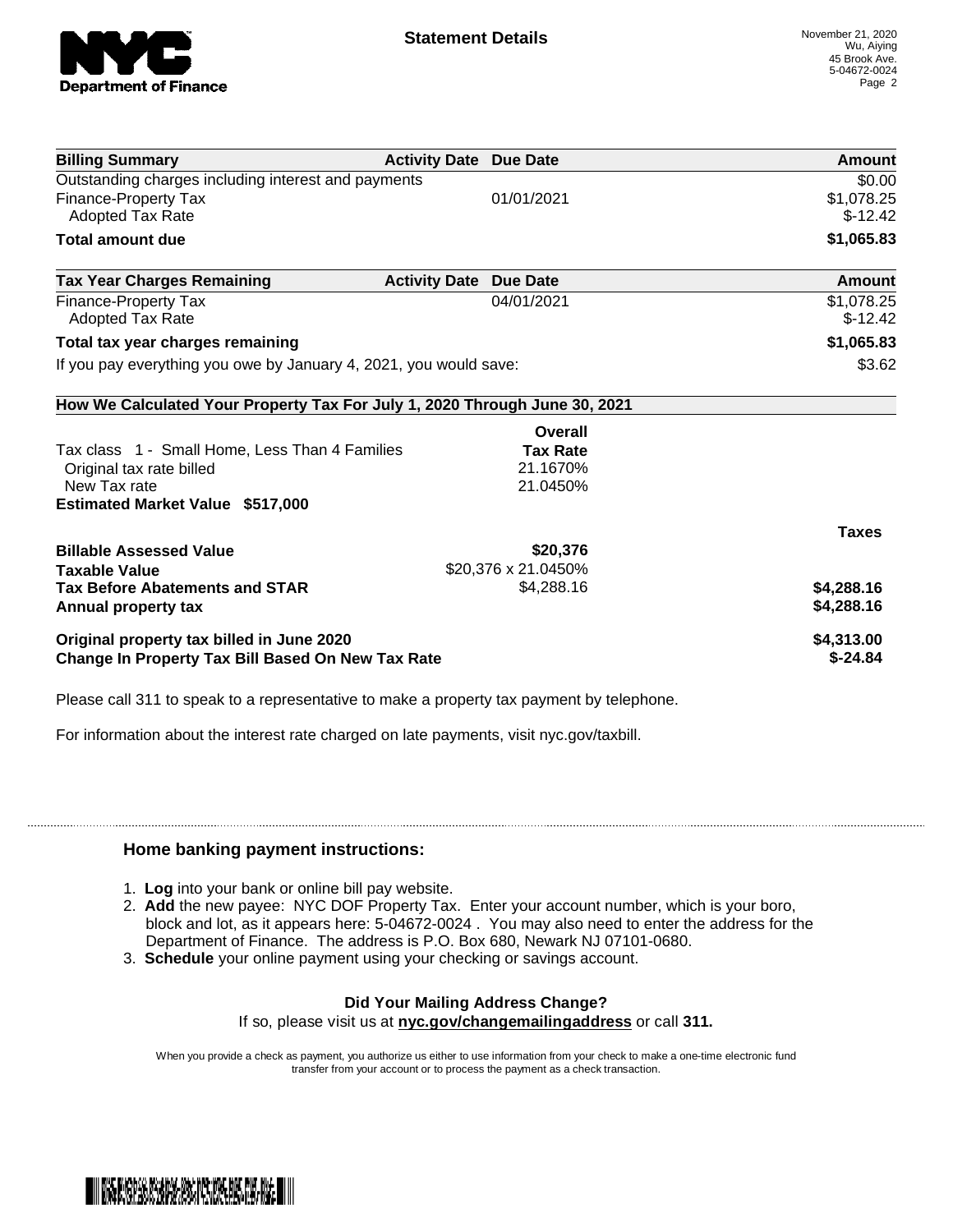**Statement Details**

November 21, 2020
Wu, Aiying
45 Brook Ave.
5-04672-0024

| Billing Summary | Activity Date | Due Date | Amount |
|---|---|---|---|
| Outstanding charges including interest and payments | | | $0.00 |
| Finance-Property Tax | | 01/01/2021 | $1,078.25 |
| Adopted Tax Rate | | | $-12.42 |
| **Total amount due** | | | **$1,065.83** |

| Tax Year Charges Remaining | Activity Date | Due Date | Amount |
|---|---|---|---|
| Finance-Property Tax | | 04/01/2021 | $1,078.25 |
| Adopted Tax Rate | | | $-12.42 |
| **Total tax year charges remaining** | | | **$1,065.83** |
| If you pay everything you owe by January 4, 2021, you would save: | | | $3.62 |

**How We Calculated Your Property Tax For July 1, 2020 Through June 30, 2021**

| | Overall Tax Rate | |
|---|---|---|
| Tax class 1 - Small Home, Less Than 4 Families | | |
| Original tax rate billed | 21.1670% | |
| New Tax rate | 21.0450% | |
| **Estimated Market Value $517,000** | | |
| | | **Taxes** |
| **Billable Assessed Value** | **$20,376** | |
| **Taxable Value** | $20,376 x 21.0450% | |
| **Tax Before Abatements and STAR** | $4,288.16 | **$4,288.16** |
| **Annual property tax** | | **$4,288.16** |
| **Original property tax billed in June 2020** | | **$4,313.00** |
| **Change In Property Tax Bill Based On New Tax Rate** | | **$-24.84** |

Please call 311 to speak to a representative to make a property tax payment by telephone.

For information about the interest rate charged on late payments, visit nyc.gov/taxbill.

## Home banking payment instructions:

1. **Log** into your bank or online bill pay website.
2. **Add** the new payee: NYC DOF Property Tax. Enter your account number, which is your boro, block and lot, as it appears here: 5-04672-0024 . You may also need to enter the address for the Department of Finance. The address is P.O. Box 680, Newark NJ 07101-0680.
3. **Schedule** your online payment using your checking or savings account.

**Did Your Mailing Address Change?**

If so, please visit us at **nyc.gov/changemailingaddress** or call **311.**

When you provide a check as payment, you authorize us either to use information from your check to make a one-time electronic fund transfer from your account or to process the payment as a check transaction.